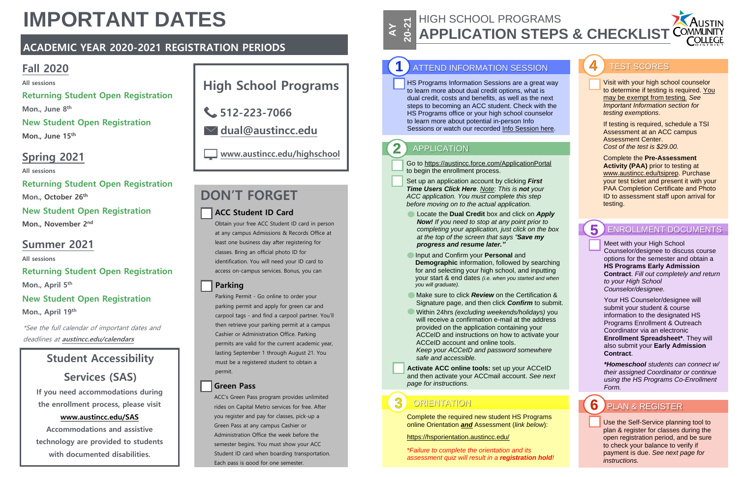# IMPORTANT DATES

## ACADEMIC YEAR 2020-2021 REGISTRATION PERIODS

### Fall 2020

**All sessions**

**Returning Student Open Registration**

**Mon., June 8th**

**New Student Open Registration**

**Mon., June 15th**

### Spring 2021

**All sessions**

**Returning Student Open Registration**

**Mon., October 26th**

**New Student Open Registration**

**Mon., November 2nd**

### Summer 2021

**All sessions**

**Returning Student Open Registration**

**Mon., April 5th**

**New Student Open Registration**

**Mon., April 19th**

*\*See the full calendar of important dates and deadlines at **austincc.edu/calendars***

## Student Accessibility Services (SAS)

**If you need accommodations during the enrollment process, please visit www.austincc.edu/SAS Accommodations and assistive technology are provided to students with documented disabilities.**

## High School Programs

**512-223-7066**

**dual@austincc.edu**

**www.austincc.edu/highschool**

## DON'T FORGET

- [ ] **ACC Student ID Card**

Obtain your free ACC Student ID card in person at any campus Admissions & Records Office at least one business day after registering for classes. Bring an official photo ID for identification. You will need your ID card to access on-campus services. Bonus, you can

- [ ] **Parking**

Parking Permit - Go online to order your parking permit and apply for green car and carpool tags - and find a carpool partner. You'll then retrieve your parking permit at a campus Cashier or Administration Office. Parking permits are valid for the current academic year, lasting September 1 through August 21. You must be a registered student to obtain a permit.

- [ ] **Green Pass**

ACC's Green Pass program provides unlimited rides on Capital Metro services for free. After you register and pay for classes, pick-up a Green Pass at any campus Cashier or Administration Office the week before the semester begins. You must show your ACC Student ID card when boarding transportation. Each pass is good for one semester.

---

AY 20-21

# HIGH SCHOOL PROGRAMS
# APPLICATION STEPS & CHECKLIST

Austin Community College District

## 1 ATTEND INFORMATION SESSION

- [ ] HS Programs Information Sessions are a great way to learn more about dual credit options, what is dual credit, costs and benefits, as well as the next steps to becoming an ACC student. Check with the HS Programs office or your high school counselor to learn more about potential in-person Info Sessions or watch our recorded Info Session here.

## 2 APPLICATION

- [ ] Go to https://austincc.force.com/ApplicationPortal to begin the enrollment process.
- [ ] Set up an application account by clicking ***First Time Users Click Here***. *Note: This is **not** your ACC application. You must complete this step before moving on to the actual application.*
  - Locate the **Dual Credit** box and click on ***Apply Now!*** *If you need to stop at any point prior to completing your application, just click on the box at the top of the screen that says "**Save my progress and resume later.**"*
  - Input and Confirm your **Personal** and **Demographic** information, followed by searching for and selecting your high school, and inputting your start & end dates *(i.e. when you started and when you will graduate).*
  - Make sure to click ***Review*** on the Certification & Signature page, and then click ***Confirm*** to submit.
  - Within 24hrs *(excluding weekends/holidays)* you will receive a confirmation e-mail at the address provided on the application containing your ACCeID and instructions on how to activate your ACCeID account and online tools. *Keep your ACCeID and password somewhere safe and accessible.*
- [ ] **Activate ACC online tools:** set up your ACCeID and then activate your ACCmail account. *See next page for instructions.*

## 3 ORIENTATION

Complete the required new student HS Programs online Orientation ***and*** Assessment (*link below*):

https://hsorientation.austincc.edu/

*\*Failure to complete the orientation and its assessment quiz will result in a **registration hold**!*

## 4 TEST SCORES

- [ ] Visit with your high school counselor to determine if testing is required. You may be exempt from testing. *See Important Information section for testing exemptions.*

If testing is required, schedule a TSI Assessment at an ACC campus Assessment Center. *Cost of the test is $29.00.*

Complete the **Pre-Assessment Activity (PAA)** prior to testing at www.austincc.edu/tsiprep. Purchase your test ticket and present it with your PAA Completion Certificate and Photo ID to assessment staff upon arrival for testing.

## 5 ENROLLMENT DOCUMENTS

- [ ] Meet with your High School Counselor/designee to discuss course options for the semester and obtain a **HS Programs Early Admission Contract**. *Fill out completely and return to your High School Counselor/designee.*

Your HS Counselor/designee will submit your student & course information to the designated HS Programs Enrollment & Outreach Coordinator via an electronic **Enrollment Spreadsheet\***. They will also submit your **Early Admission Contract**.

***\*Homeschool** students can connect w/ their assigned Coordinator or continue using the HS Programs Co-Enrollment Form.*

## 6 PLAN & REGISTER

- [ ] Use the Self-Service planning tool to plan & register for classes during the open registration period, and be sure to check your balance to verify if payment is due. *See next page for instructions.*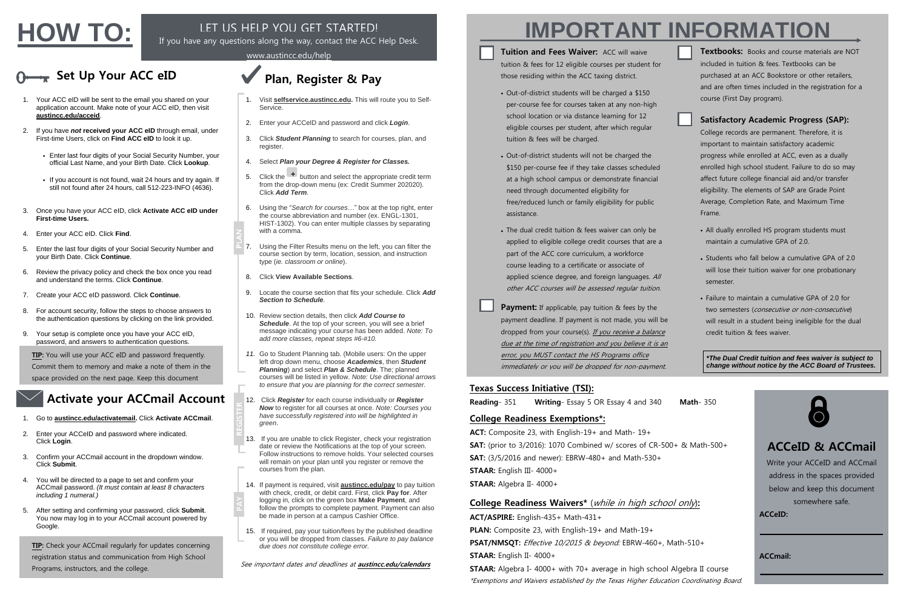# HOW TO:

LET US HELP YOU GET STARTED!

If you have any questions along the way, contact the ACC Help Desk.

www.austincc.edu/help

## Set Up Your ACC eID

1. Your ACC eID will be sent to the email you shared on your application account. Make note of your ACC eID, then visit **austincc.edu/acceid**.
2. If you have ***not* received your ACC eID** through email, under First-time Users, click on **Find ACC eID** to look it up.
   - Enter last four digits of your Social Security Number, your official Last Name, and your Birth Date. Click **Lookup**.
   - If you account is not found, wait 24 hours and try again. If still not found after 24 hours, call 512-223-INFO (4636).
3. Once you have your ACC eID, click **Activate ACC eID under First-time Users.**
4. Enter your ACC eID. Click **Find**.
5. Enter the last four digits of your Social Security Number and your Birth Date. Click **Continue**.
6. Review the privacy policy and check the box once you read and understand the terms. Click **Continue**.
7. Create your ACC eID password. Click **Continue**.
8. For account security, follow the steps to choose answers to the authentication questions by clicking on the link provided.
9. Your setup is complete once you have your ACC eID, password, and answers to authentication questions.

**TIP:** You will use your ACC eID and password frequently. Commit them to memory and make a note of them in the space provided on the next page. Keep this document

## Activate your ACCmail Account

1. Go to **austincc.edu/activatemail.** Click **Activate ACCmail**.
2. Enter your ACCeID and password where indicated. Click **Login**.
3. Confirm your ACCmail account in the dropdown window. Click **Submit**.
4. You will be directed to a page to set and confirm your ACCmail password. *(It must contain at least 8 characters including 1 numeral.)*
5. After setting and confirming your password, click **Submit**. You now may log in to your ACCmail account powered by Google.

**TIP:** Check your ACCmail regularly for updates concerning registration status and communication from High School Programs, instructors, and the college.

## Plan, Register & Pay

**PLAN**

1. Visit **selfservice.austincc.edu.** This will route you to Self-Service.
2. Enter your ACCeID and password and click ***Login***.
3. Click ***Student Planning*** to search for courses, plan, and register.
4. Select ***Plan your Degree & Register for Classes.***
5. Click the + button and select the appropriate credit term from the drop-down menu (ex: Credit Summer 202020). Click ***Add Term***.
6. Using the "*Search for courses…*" box at the top right, enter the course abbreviation and number (ex. ENGL-1301, HIST-1302). You can enter multiple classes by separating with a comma.
7. Using the Filter Results menu on the left, you can filter the course section by term, location, session, and instruction type (*ie. classroom or online*).
8. Click **View Available Sections**.
9. Locate the course section that fits your schedule. Click ***Add Section to Schedule***.
10. Review section details, then click ***Add Course to Schedule***. At the top of your screen, you will see a brief message indicating your course has been added. *Note: To add more classes, repeat steps #6-#10.*
11. Go to Student Planning tab. (Mobile users: On the upper left drop down menu, choose ***Academics***, then ***Student Planning***) and select ***Plan & Schedule***. The; planned courses will be listed in yellow. *Note: Use directional arrows to ensure that you are planning for the correct semester.*

**REGISTER**

12. Click ***Register*** for each course individually or ***Register Now*** to register for all courses at once. *Note: Courses you have successfully registered into will be highlighted in green.*
13. If you are unable to click Register, check your registration date or review the Notifications at the top of your screen. Follow instructions to remove holds. Your selected courses will remain on your plan until you register or remove the courses from the plan.

**PAY**

14. If payment is required, visit **austincc.edu/pay** to pay tuition with check, credit, or debit card. First, click **Pay for**. After logging in, click on the green box **Make Payment**, and follow the prompts to complete payment. Payment can also be made in person at a campus Cashier Office.
15. If required, pay your tuition/fees by the published deadline or you will be dropped from classes. *Failure to pay balance due does not constitute college error.*

*See important dates and deadlines at* ***austincc.edu/calendars***

# IMPORTANT INFORMATION

☐ **Tuition and Fees Waiver:** ACC will waive tuition & fees for 12 eligible courses per student for those residing within the ACC taxing district.

- Out-of-district students will be charged a $150 per-course fee for courses taken at any non-high school location or via distance learning for 12 eligible courses per student, after which regular tuition & fees will be charged.
- Out-of-district students will not be charged the $150 per-course fee if they take classes scheduled at a high school campus or demonstrate financial need through documented eligibility for free/reduced lunch or family eligibility for public assistance.
- The dual credit tuition & fees waiver can only be applied to eligible college credit courses that are a part of the ACC core curriculum, a workforce course leading to a certificate or associate of applied science degree, and foreign languages. *All other ACC courses will be assessed regular tuition.*

☐ **Payment:** If applicable, pay tuition & fees by the payment deadline. If payment is not made, you will be dropped from your course(s). *If you receive a balance due at the time of registration and you believe it is an error, you MUST contact the HS Programs office immediately or you will be dropped for non-payment.*

☐ **Textbooks:** Books and course materials are NOT included in tuition & fees. Textbooks can be purchased at an ACC Bookstore or other retailers, and are often times included in the registration for a course (First Day program).

☐ **Satisfactory Academic Progress (SAP):** College records are permanent. Therefore, it is important to maintain satisfactory academic progress while enrolled at ACC, even as a dually enrolled high school student. Failure to do so may affect future college financial aid and/or transfer eligibility. The elements of SAP are Grade Point Average, Completion Rate, and Maximum Time Frame.

- All dually enrolled HS program students must maintain a cumulative GPA of 2.0.
- Students who fall below a cumulative GPA of 2.0 will lose their tuition waiver for one probationary semester.
- Failure to maintain a cumulative GPA of 2.0 for two semesters (*consecutive or non-consecutive*) will result in a student being ineligible for the dual credit tuition & fees waiver.

***The Dual Credit tuition and fees waiver is subject to change without notice by the ACC Board of Trustees.***

## Texas Success Initiative (TSI):

**Reading**- 351 **Writing**- Essay 5 OR Essay 4 and 340 **Math**- 350

## College Readiness Exemptions*:

**ACT:** Composite 23, with English-19+ and Math- 19+
**SAT:** (prior to 3/2016): 1070 Combined w/ scores of CR-500+ & Math-500+
**SAT:** (3/5/2016 and newer): EBRW-480+ and Math-530+
**STAAR:** English III- 4000+
**STAAR:** Algebra II- 4000+

## College Readiness Waivers* (*while in high school only*):

**ACT/ASPIRE:** English-435+ Math-431+
**PLAN:** Composite 23, with English-19+ and Math-19+
**PSAT/NMSQT:** *Effective 10/2015 & beyond:* EBRW-460+, Math-510+
**STAAR:** English II- 4000+
**STAAR:** Algebra I- 4000+ with 70+ average in high school Algebra II course

*\*Exemptions and Waivers established by the Texas Higher Education Coordinating Board.*

## ACCeID & ACCmail

Write your ACCeID and ACCmail address in the spaces provided below and keep this document somewhere safe.

**ACCeID:** ______________________

**ACCmail:** ______________________